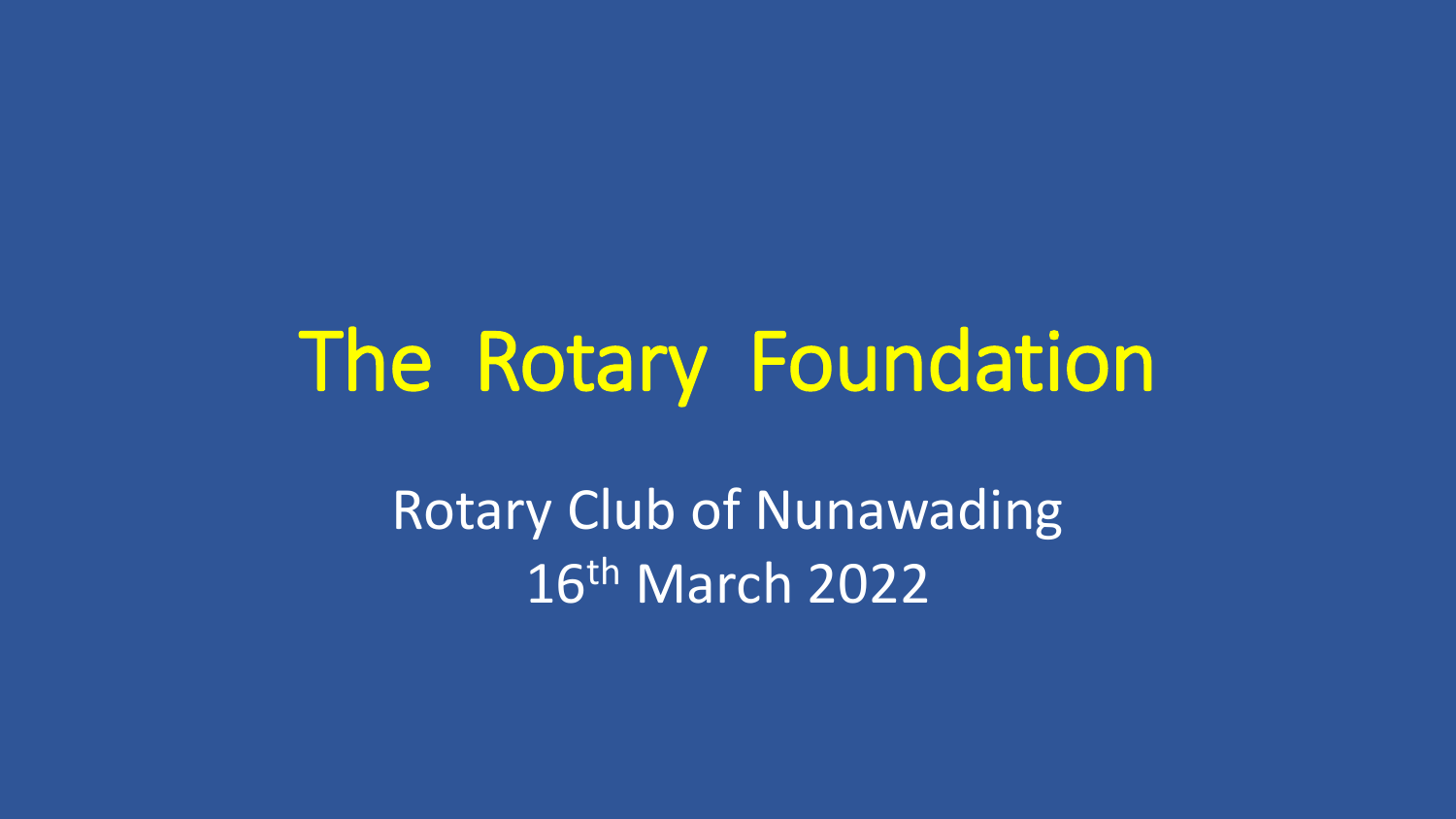# The Rotary Foundation

Rotary Club of Nunawading

16th March 2022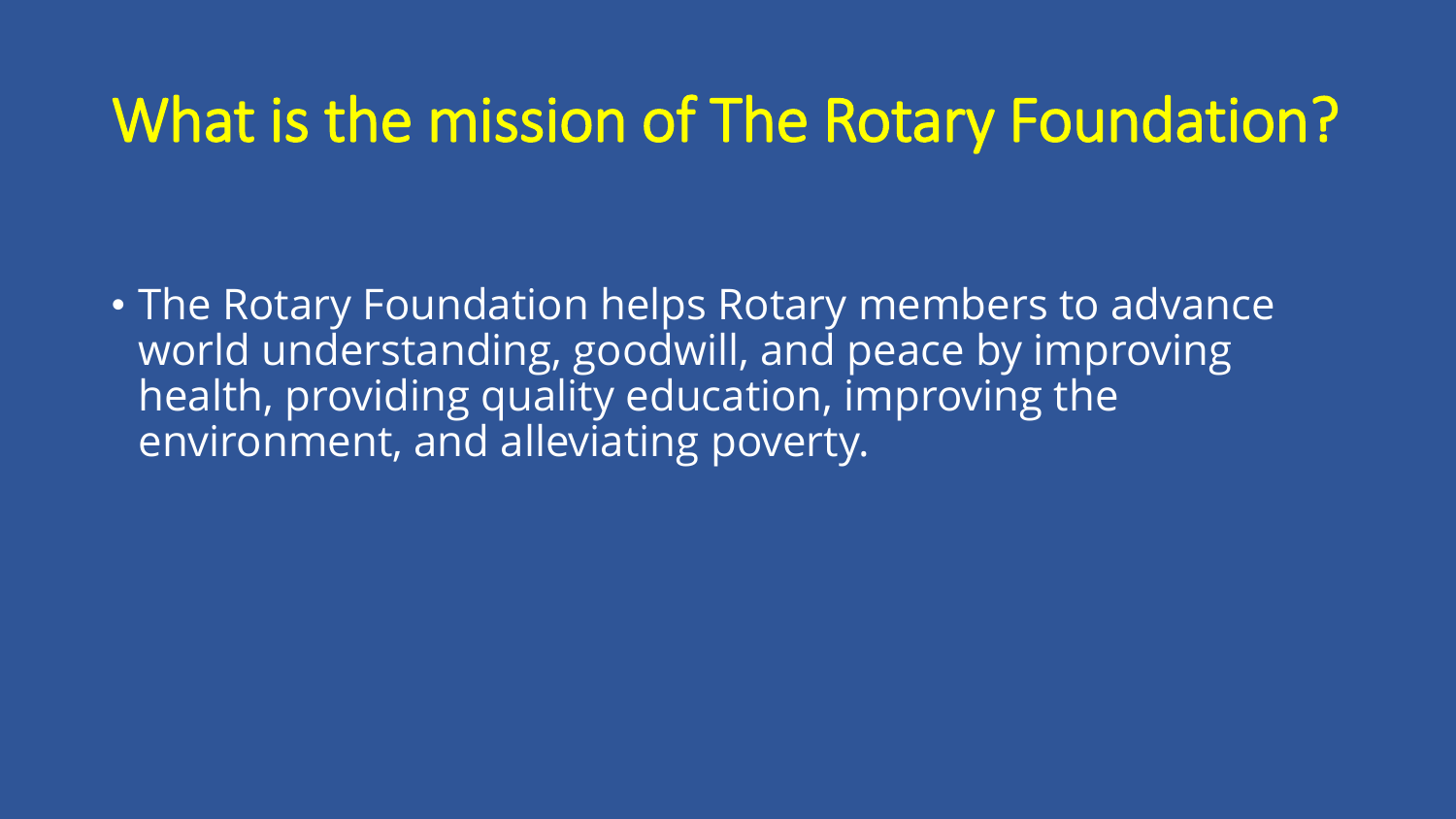# What is the mission of The Rotary Foundation?

- The Rotary Foundation helps Rotary members to advance world understanding, goodwill, and peace by improving health, providing quality education, improving the environment, and alleviating poverty.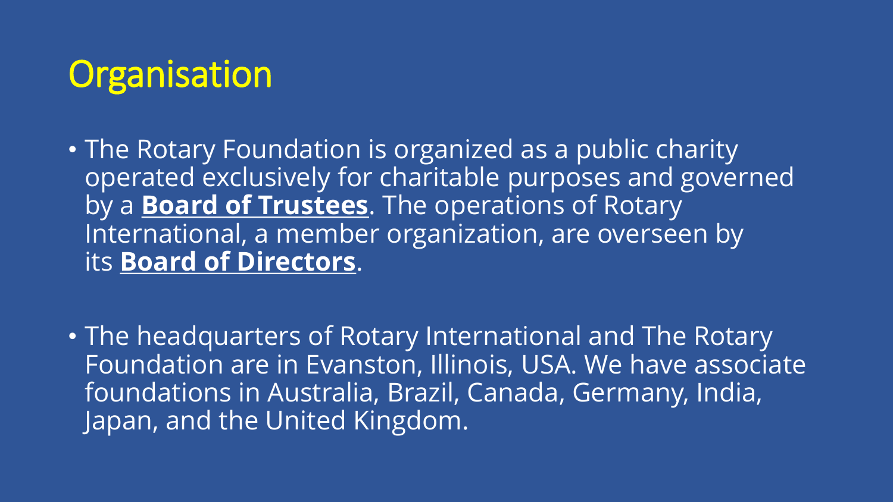# Organisation

- The Rotary Foundation is organized as a public charity operated exclusively for charitable purposes and governed by a **Board of Trustees**. The operations of Rotary International, a member organization, are overseen by its **Board of Directors**.

- The headquarters of Rotary International and The Rotary Foundation are in Evanston, Illinois, USA. We have associate foundations in Australia, Brazil, Canada, Germany, India, Japan, and the United Kingdom.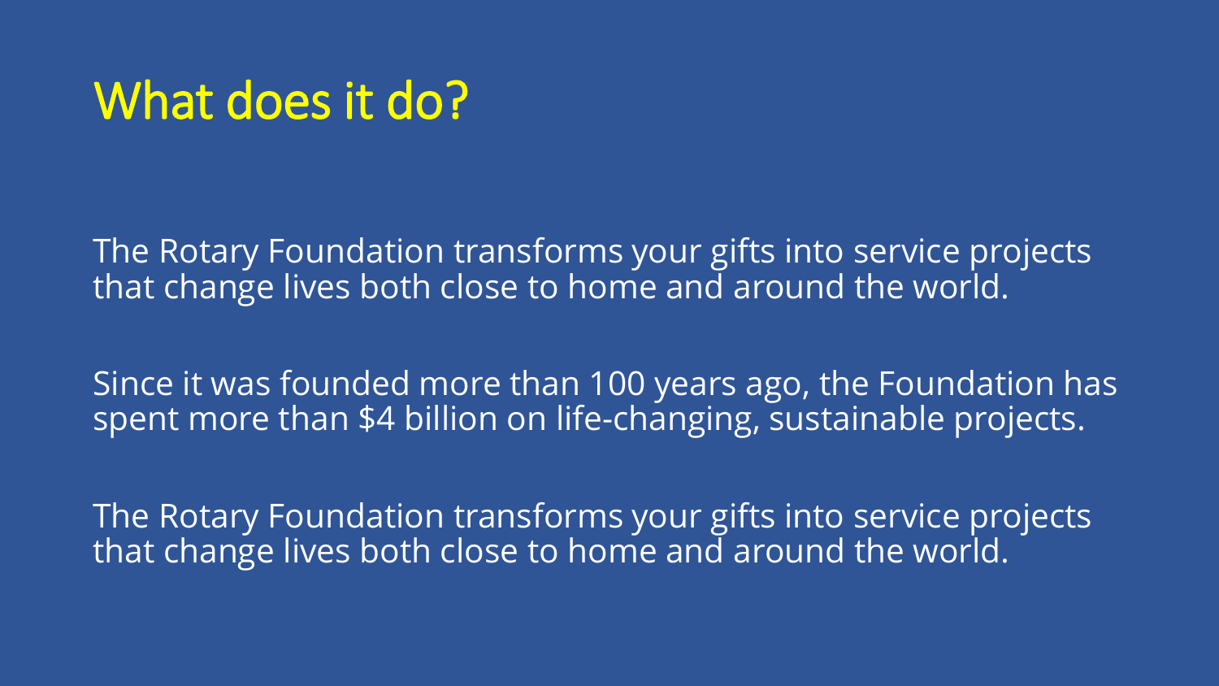# What does it do?

The Rotary Foundation transforms your gifts into service projects that change lives both close to home and around the world.

Since it was founded more than 100 years ago, the Foundation has spent more than $4 billion on life-changing, sustainable projects.

The Rotary Foundation transforms your gifts into service projects that change lives both close to home and around the world.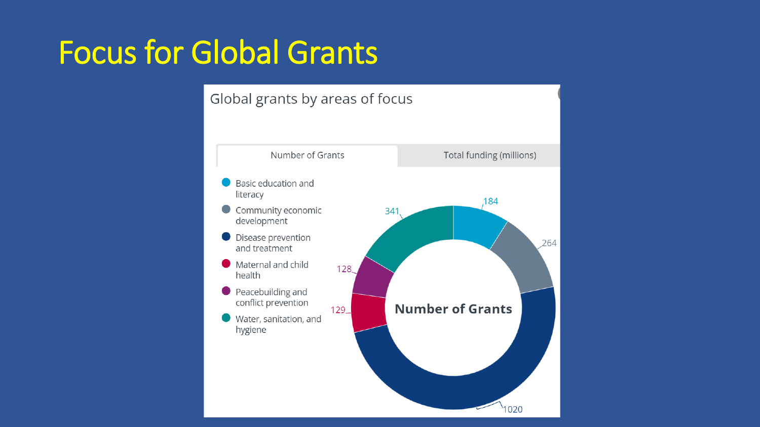# Focus for Global Grants

Global grants by areas of focus

| Number of Grants | Total funding (millions) |
| --- | --- |

| Area of focus | Number of Grants |
| --- | --- |
| Basic education and literacy | 184 |
| Community economic development | 264 |
| Disease prevention and treatment | 1020 |
| Maternal and child health | 129 |
| Peacebuilding and conflict prevention | 128 |
| Water, sanitation, and hygiene | 341 |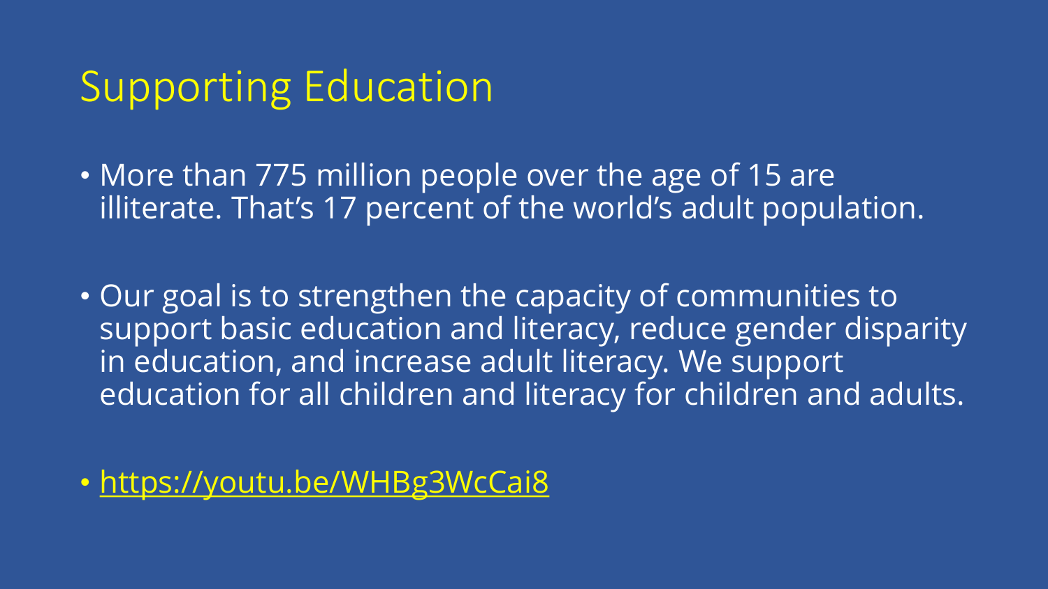# Supporting Education

- More than 775 million people over the age of 15 are illiterate. That's 17 percent of the world's adult population.
- Our goal is to strengthen the capacity of communities to support basic education and literacy, reduce gender disparity in education, and increase adult literacy. We support education for all children and literacy for children and adults.
- https://youtu.be/WHBg3WcCai8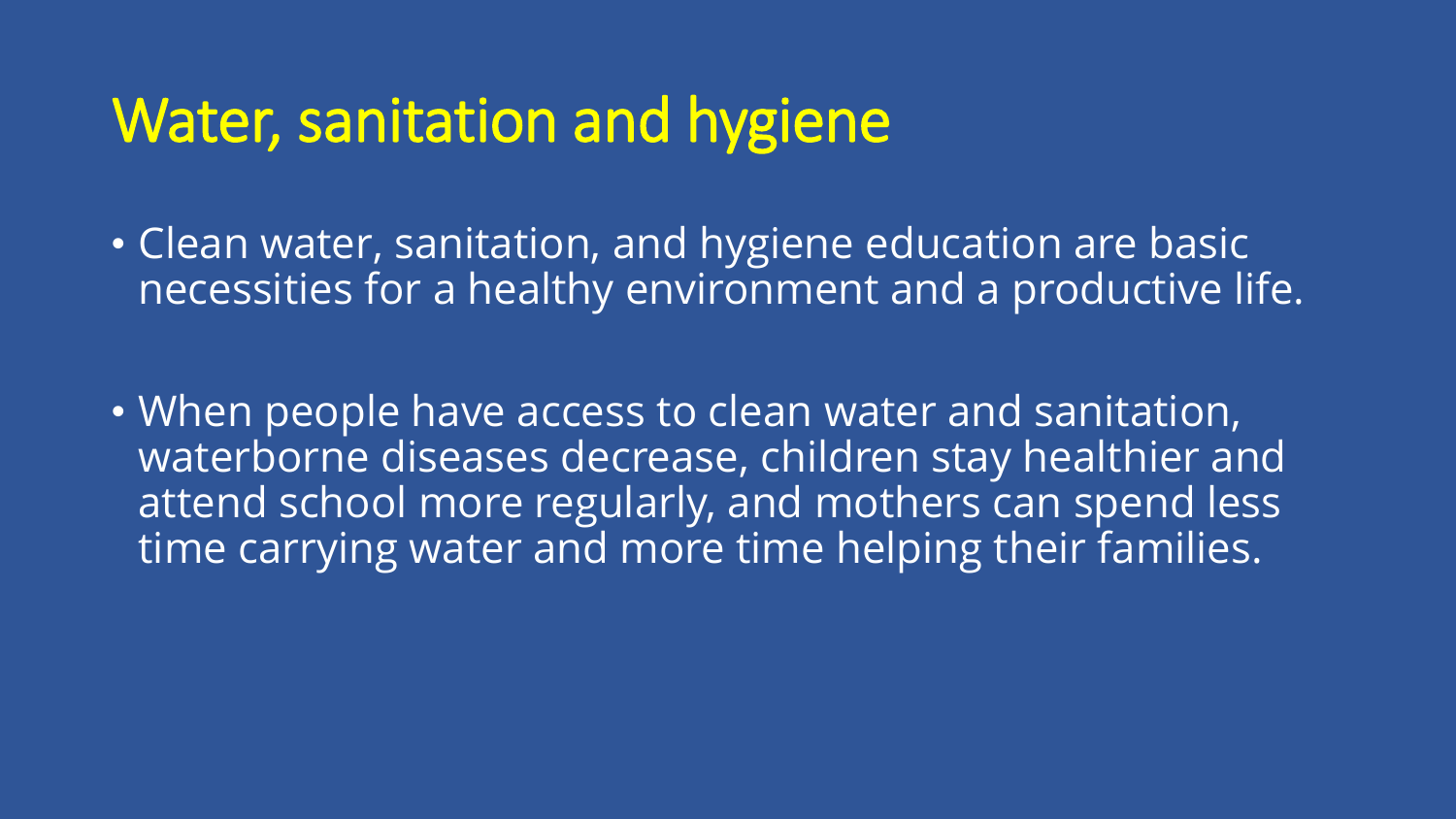# Water, sanitation and hygiene

- Clean water, sanitation, and hygiene education are basic necessities for a healthy environment and a productive life.

- When people have access to clean water and sanitation, waterborne diseases decrease, children stay healthier and attend school more regularly, and mothers can spend less time carrying water and more time helping their families.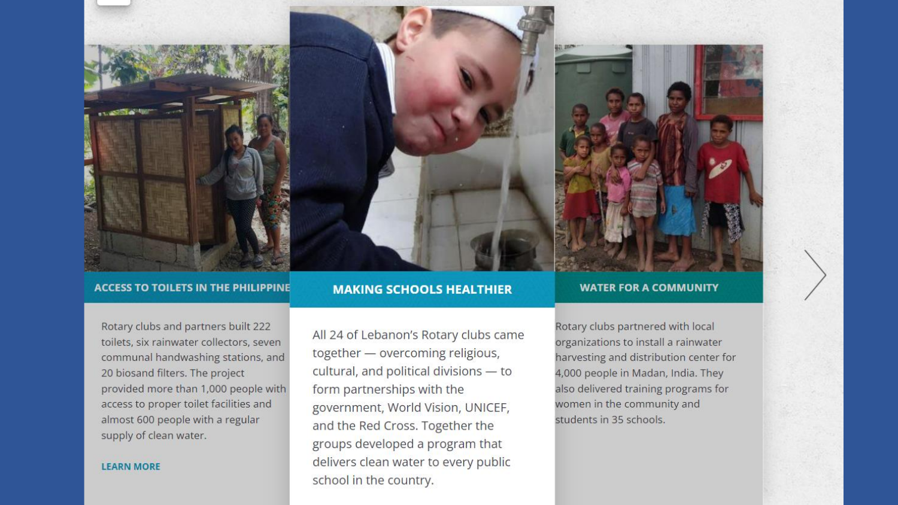## ACCESS TO TOILETS IN THE PHILIPPINE

Rotary clubs and partners built 222 toilets, six rainwater collectors, seven communal handwashing stations, and 20 biosand filters. The project provided more than 1,000 people with access to proper toilet facilities and almost 600 people with a regular supply of clean water.

LEARN MORE

## MAKING SCHOOLS HEALTHIER

All 24 of Lebanon's Rotary clubs came together — overcoming religious, cultural, and political divisions — to form partnerships with the government, World Vision, UNICEF, and the Red Cross. Together the groups developed a program that delivers clean water to every public school in the country.

## WATER FOR A COMMUNITY

Rotary clubs partnered with local organizations to install a rainwater harvesting and distribution center for 4,000 people in Madan, India. They also delivered training programs for women in the community and students in 35 schools.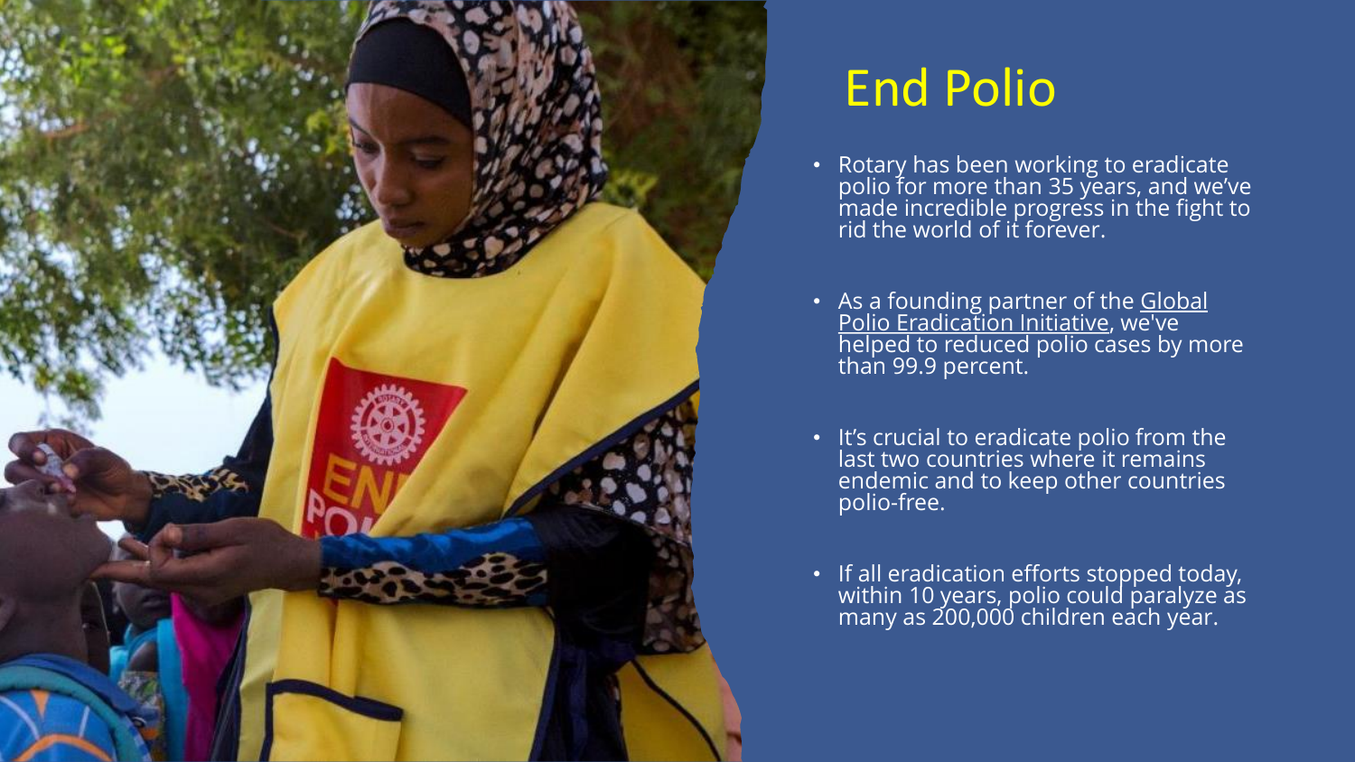# End Polio

- Rotary has been working to eradicate polio for more than 35 years, and we've made incredible progress in the fight to rid the world of it forever.
- As a founding partner of the Global Polio Eradication Initiative, we've helped to reduced polio cases by more than 99.9 percent.
- It's crucial to eradicate polio from the last two countries where it remains endemic and to keep other countries polio-free.
- If all eradication efforts stopped today, within 10 years, polio could paralyze as many as 200,000 children each year.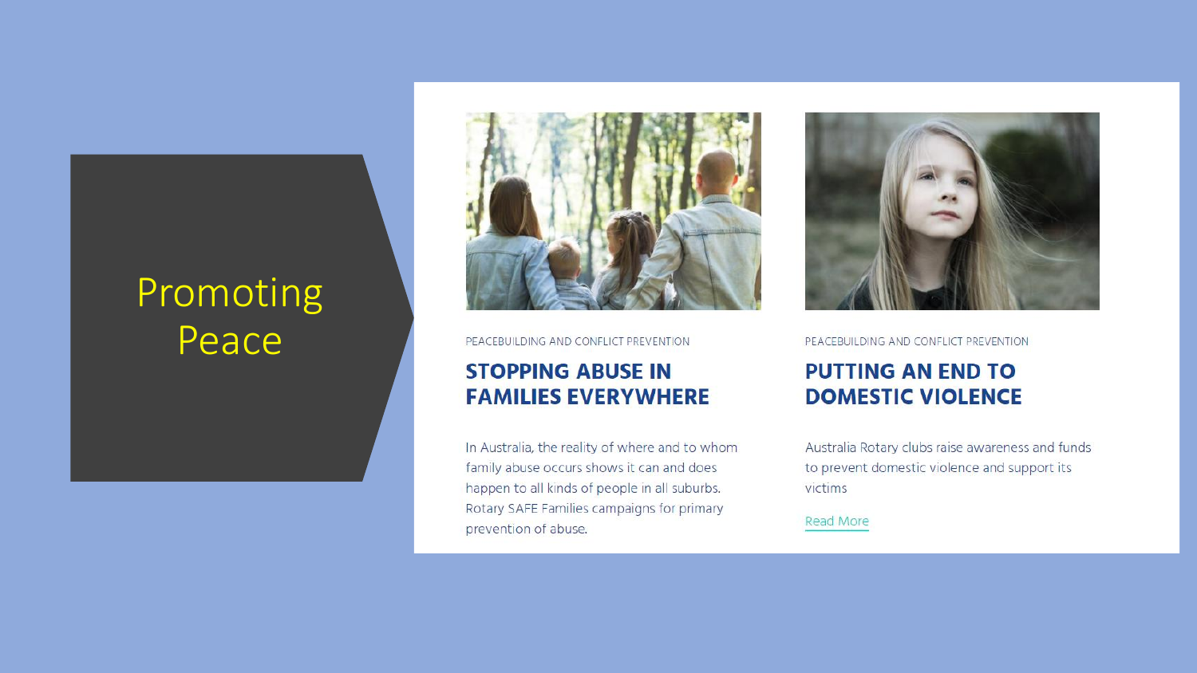# Promoting Peace

PEACEBUILDING AND CONFLICT PREVENTION

## STOPPING ABUSE IN FAMILIES EVERYWHERE

In Australia, the reality of where and to whom family abuse occurs shows it can and does happen to all kinds of people in all suburbs. Rotary SAFE Families campaigns for primary prevention of abuse.

PEACEBUILDING AND CONFLICT PREVENTION

## PUTTING AN END TO DOMESTIC VIOLENCE

Australia Rotary clubs raise awareness and funds to prevent domestic violence and support its victims

Read More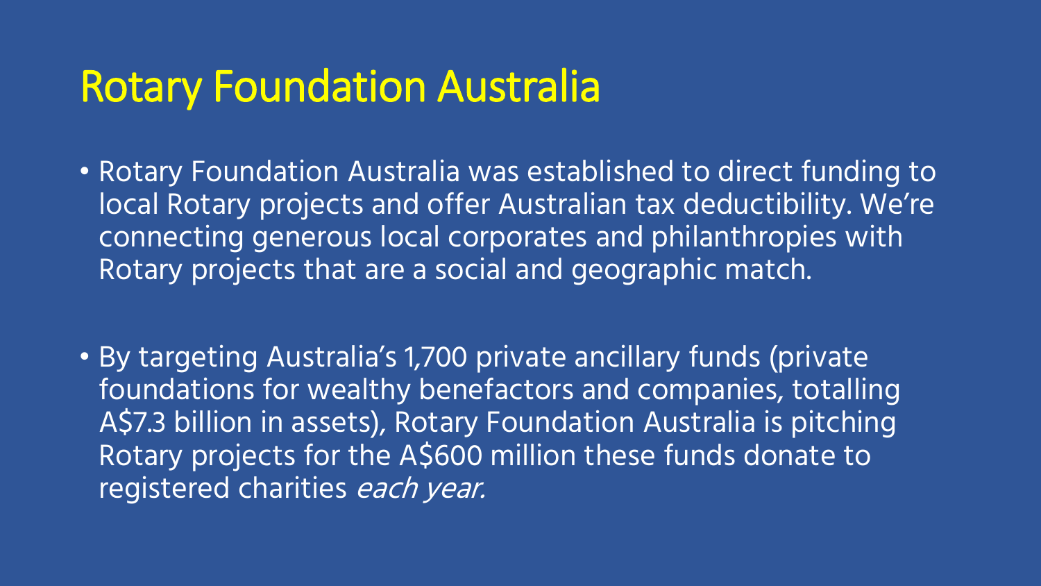# Rotary Foundation Australia

- Rotary Foundation Australia was established to direct funding to local Rotary projects and offer Australian tax deductibility. We're connecting generous local corporates and philanthropies with Rotary projects that are a social and geographic match.

- By targeting Australia's 1,700 private ancillary funds (private foundations for wealthy benefactors and companies, totalling A$7.3 billion in assets), Rotary Foundation Australia is pitching Rotary projects for the A$600 million these funds donate to registered charities *each year.*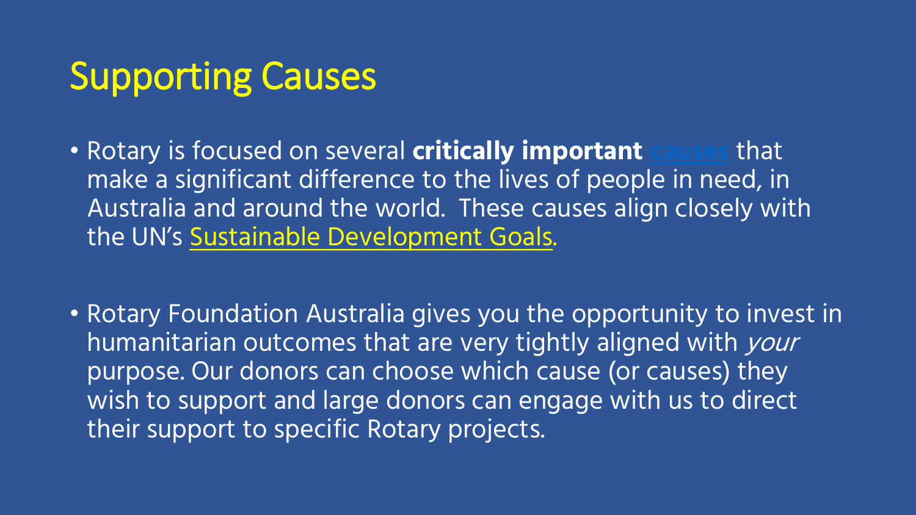# Supporting Causes

- Rotary is focused on several **critically important causes** that make a significant difference to the lives of people in need, in Australia and around the world. These causes align closely with the UN's Sustainable Development Goals.

- Rotary Foundation Australia gives you the opportunity to invest in humanitarian outcomes that are very tightly aligned with *your* purpose. Our donors can choose which cause (or causes) they wish to support and large donors can engage with us to direct their support to specific Rotary projects.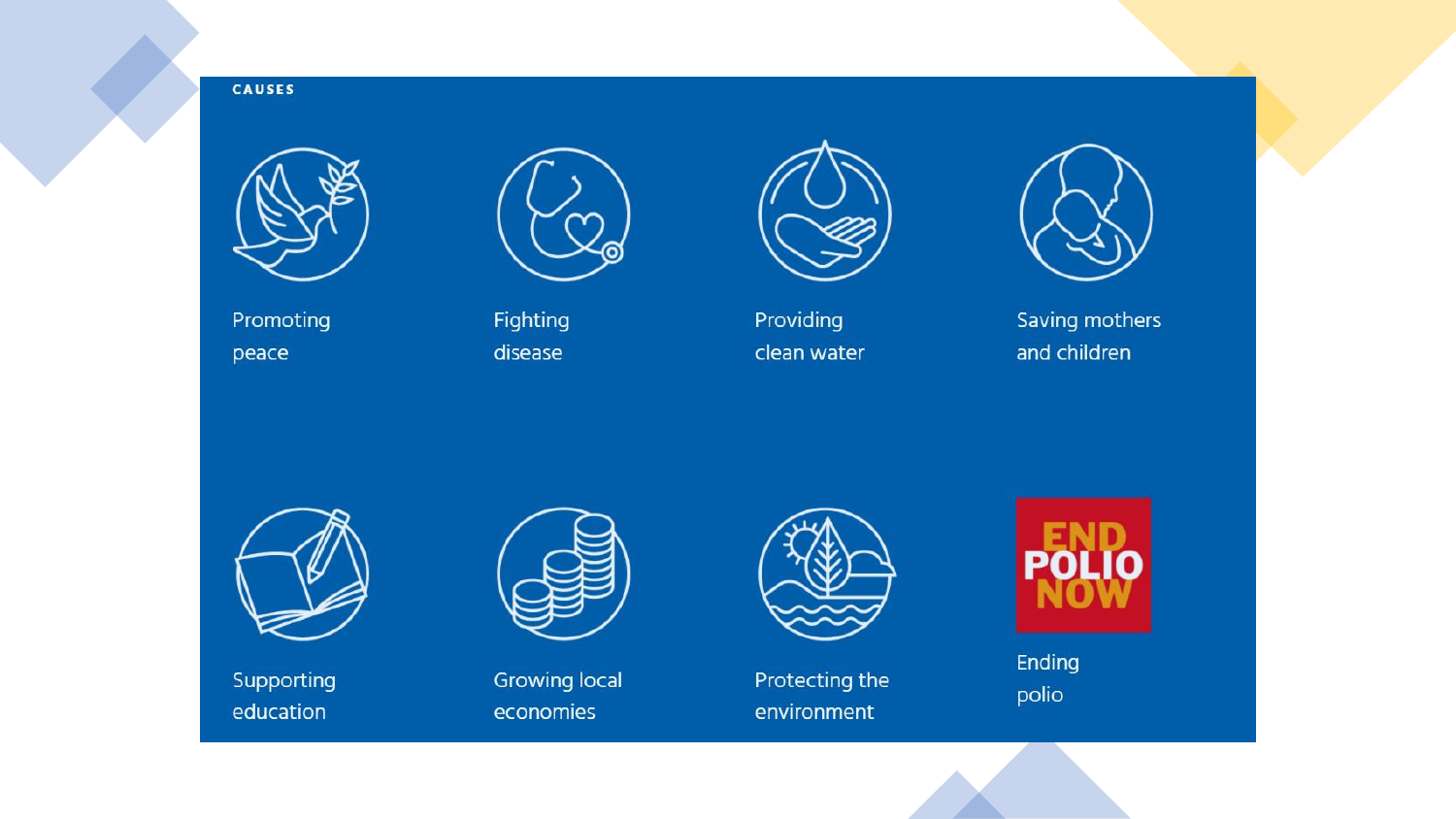## CAUSES

- Promoting peace
- Fighting disease
- Providing clean water
- Saving mothers and children
- Supporting education
- Growing local economies
- Protecting the environment
- END POLIO NOW — Ending polio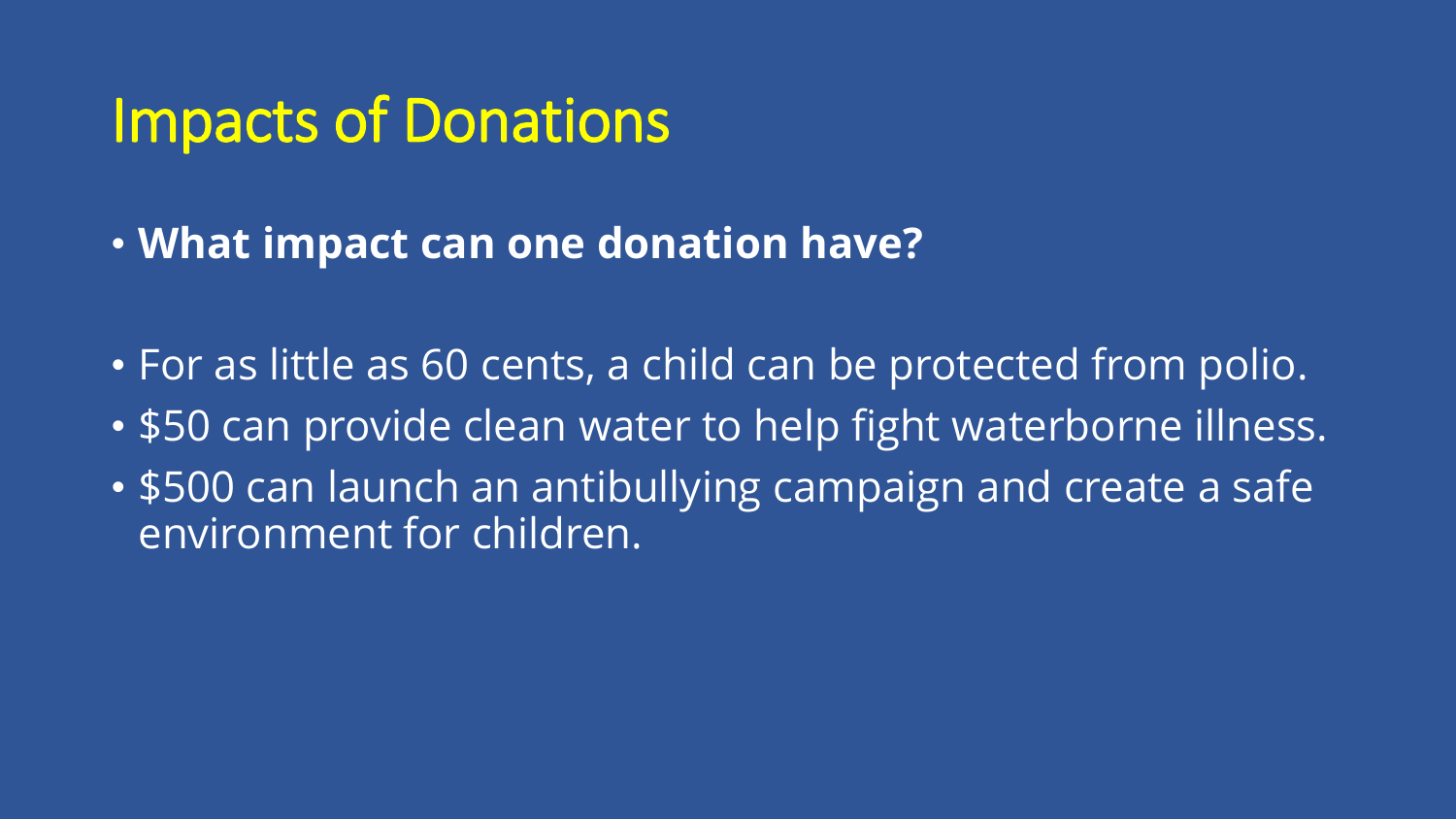# Impacts of Donations

- **What impact can one donation have?**

- For as little as 60 cents, a child can be protected from polio.
- $50 can provide clean water to help fight waterborne illness.
- $500 can launch an antibullying campaign and create a safe environment for children.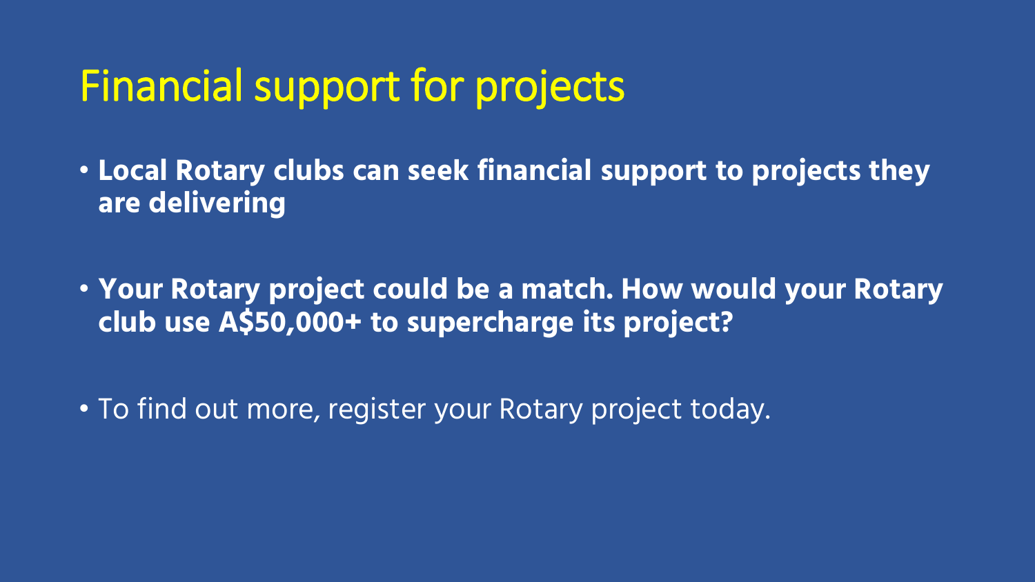# Financial support for projects

- **Local Rotary clubs can seek financial support to projects they are delivering**
- **Your Rotary project could be a match. How would your Rotary club use A$50,000+ to supercharge its project?**
- To find out more, register your Rotary project today.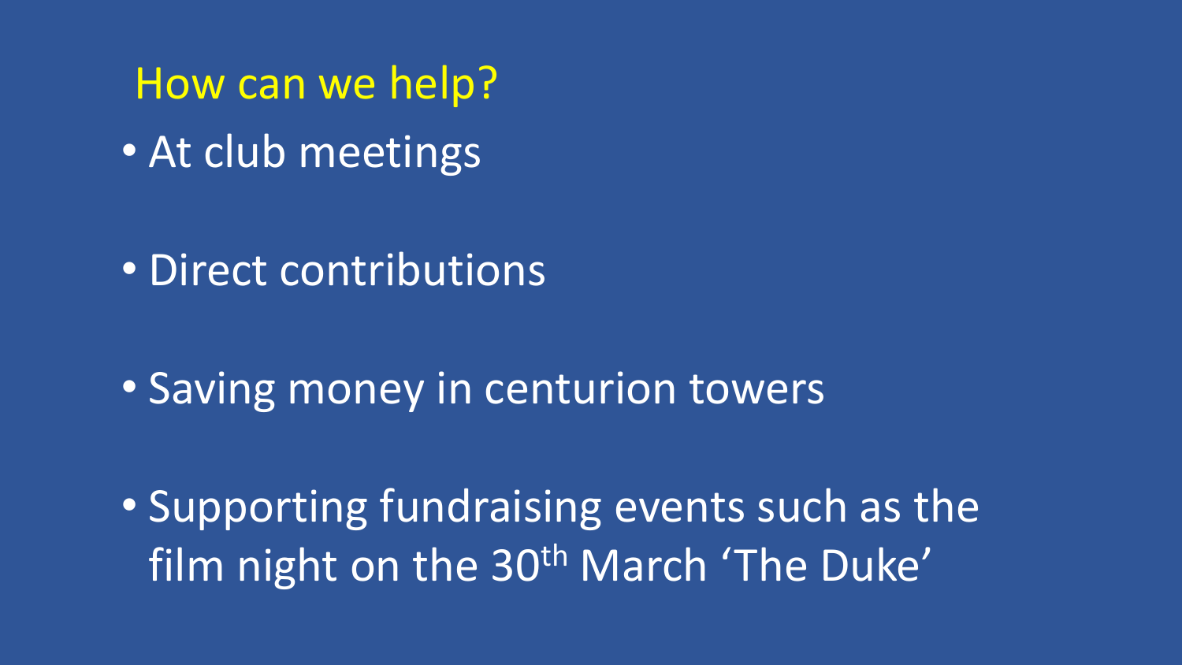## How can we help?

- At club meetings
- Direct contributions
- Saving money in centurion towers
- Supporting fundraising events such as the film night on the 30th March 'The Duke'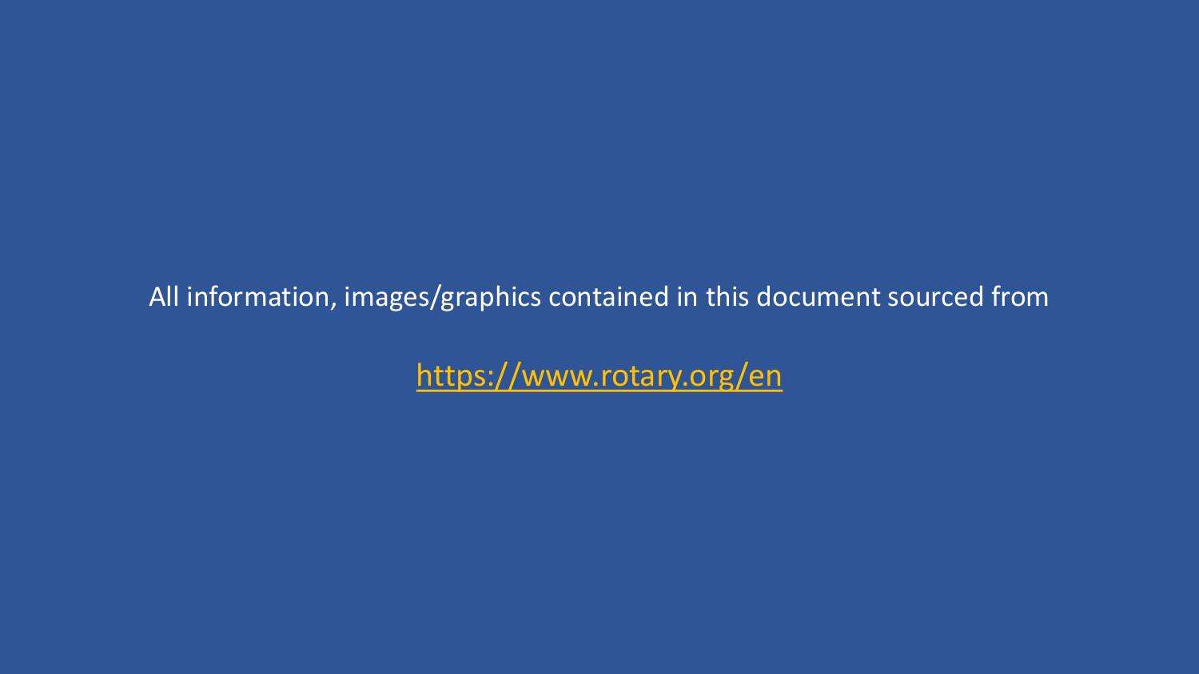All information, images/graphics contained in this document sourced from

[https://www.rotary.org/en](https://www.rotary.org/en)